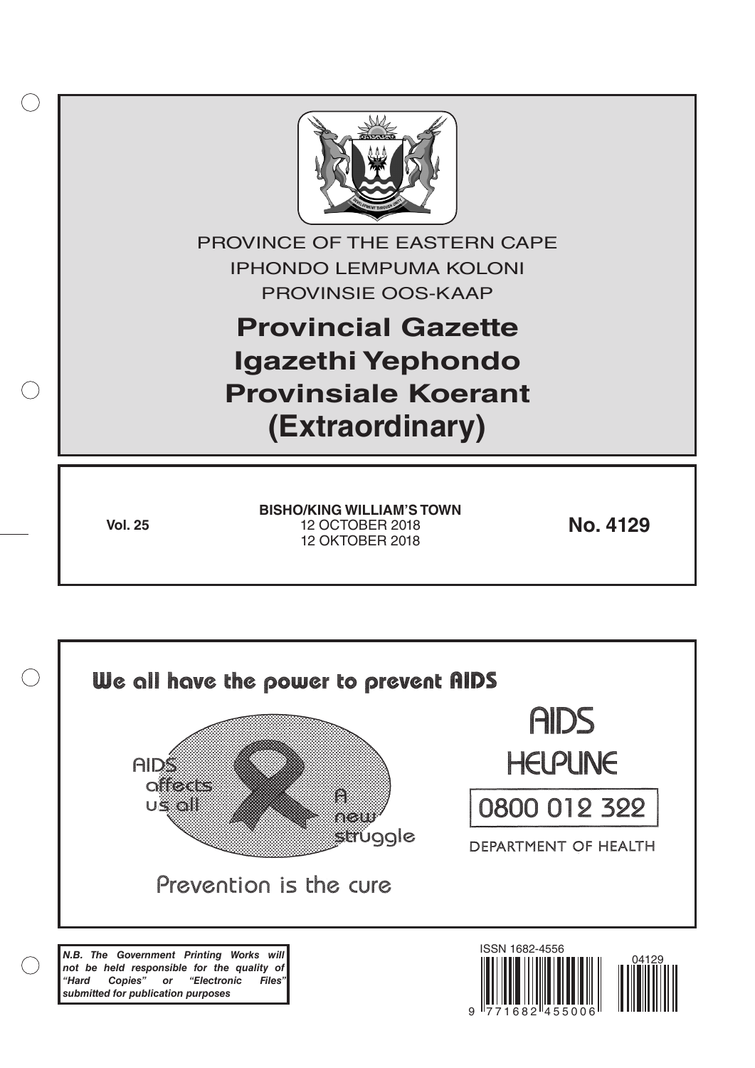PROVINCE OF THE EASTERN CAPE
IPHONDO LEMPUMA KOLONI
PROVINSIE OOS-KAAP

# Provincial Gazette
# Igazethi Yephondo
# Provinsiale Koerant
# (Extraordinary)

**Vol. 25**

**BISHO/KING WILLIAM'S TOWN**
12 OCTOBER 2018
12 OKTOBER 2018

**No. 4129**

We all have the power to prevent AIDS

AIDS affects us all

A new struggle

Prevention is the cure

AIDS HELPLINE

0800 012 322

DEPARTMENT OF HEALTH

***N.B. The Government Printing Works will not be held responsible for the quality of "Hard Copies" or "Electronic Files" submitted for publication purposes***

ISSN 1682-4556

9 771682 455006

04129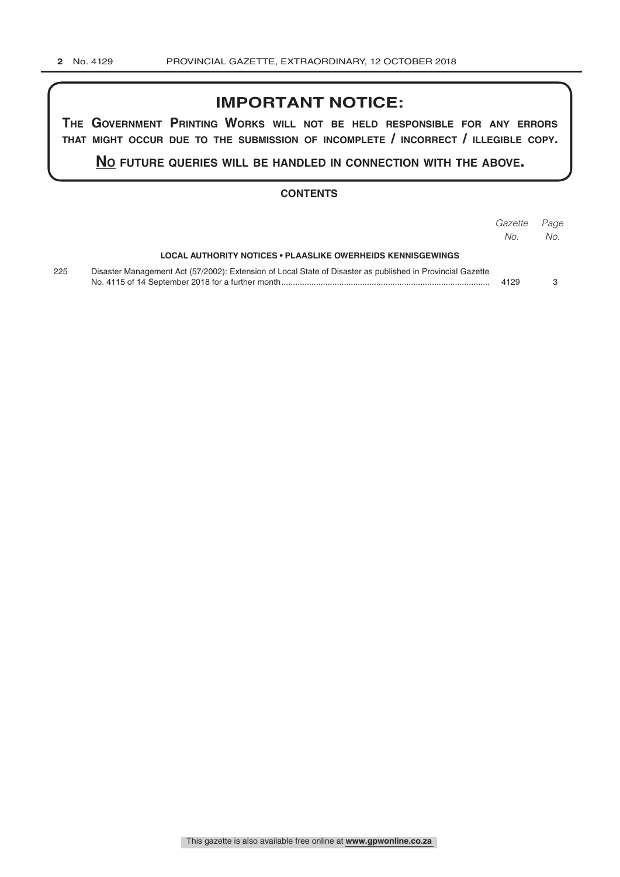## IMPORTANT NOTICE:

**THE GOVERNMENT PRINTING WORKS WILL NOT BE HELD RESPONSIBLE FOR ANY ERRORS THAT MIGHT OCCUR DUE TO THE SUBMISSION OF INCOMPLETE / INCORRECT / ILLEGIBLE COPY.**

**NO FUTURE QUERIES WILL BE HANDLED IN CONNECTION WITH THE ABOVE.**

### CONTENTS

| | | *Gazette No.* | *Page No.* |
|---|---|---|---|
| | **LOCAL AUTHORITY NOTICES • PLAASLIKE OWERHEIDS KENNISGEWINGS** | | |
| 225 | Disaster Management Act (57/2002): Extension of Local State of Disaster as published in Provincial Gazette No. 4115 of 14 September 2018 for a further month | 4129 | 3 |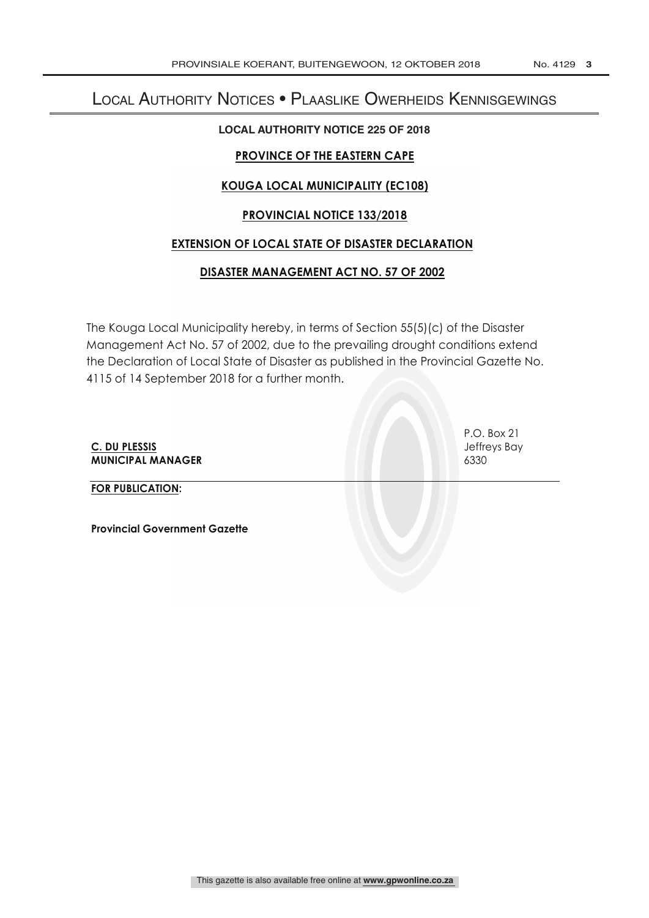# Local Authority Notices • Plaaslike Owerheids Kennisgewings

## LOCAL AUTHORITY NOTICE 225 OF 2018

**PROVINCE OF THE EASTERN CAPE**

**KOUGA LOCAL MUNICIPALITY (EC108)**

**PROVINCIAL NOTICE 133/2018**

**EXTENSION OF LOCAL STATE OF DISASTER DECLARATION**

**DISASTER MANAGEMENT ACT NO. 57 OF 2002**

The Kouga Local Municipality hereby, in terms of Section 55(5)(c) of the Disaster Management Act No. 57 of 2002, due to the prevailing drought conditions extend the Declaration of Local State of Disaster as published in the Provincial Gazette No. 4115 of 14 September 2018 for a further month.

**C. DU PLESSIS**
**MUNICIPAL MANAGER**

P.O. Box 21
Jeffreys Bay
6330

**FOR PUBLICATION:**

**Provincial Government Gazette**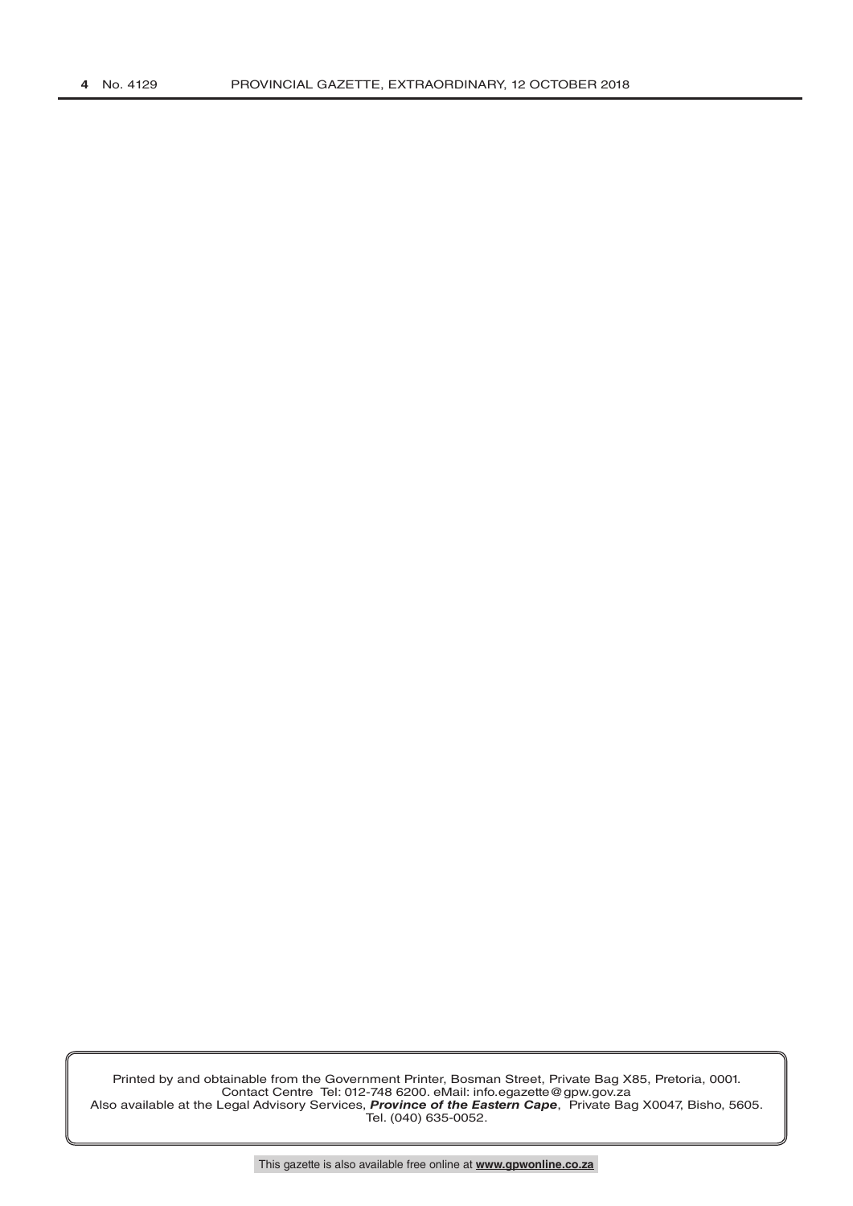Printed by and obtainable from the Government Printer, Bosman Street, Private Bag X85, Pretoria, 0001.
Contact Centre Tel: 012-748 6200. eMail: info.egazette@gpw.gov.za
Also available at the Legal Advisory Services, ***Province of the Eastern Cape***, Private Bag X0047, Bisho, 5605.
Tel. (040) 635-0052.

This gazette is also available free online at **www.gpwonline.co.za**